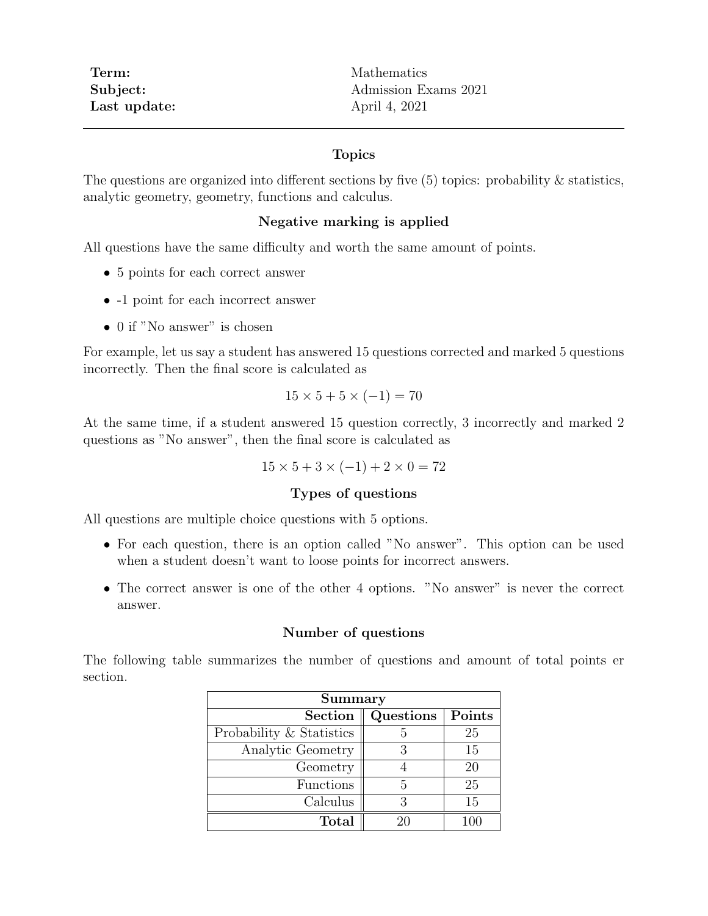| | |
|---|---|
| **Term:** | Mathematics |
| **Subject:** | Admission Exams 2021 |
| **Last update:** | April 4, 2021 |

---

## Topics

The questions are organized into different sections by five (5) topics: probability & statistics, analytic geometry, geometry, functions and calculus.

## Negative marking is applied

All questions have the same difficulty and worth the same amount of points.

- 5 points for each correct answer
- -1 point for each incorrect answer
- 0 if "No answer" is chosen

For example, let us say a student has answered 15 questions corrected and marked 5 questions incorrectly. Then the final score is calculated as

$$15 \times 5 + 5 \times (-1) = 70$$

At the same time, if a student answered 15 question correctly, 3 incorrectly and marked 2 questions as "No answer", then the final score is calculated as

$$15 \times 5 + 3 \times (-1) + 2 \times 0 = 72$$

## Types of questions

All questions are multiple choice questions with 5 options.

- For each question, there is an option called "No answer". This option can be used when a student doesn't want to loose points for incorrect answers.
- The correct answer is one of the other 4 options. "No answer" is never the correct answer.

## Number of questions

The following table summarizes the number of questions and amount of total points er section.

| **Summary** | | |
|---:|:---:|:---:|
| **Section** | **Questions** | **Points** |
| Probability & Statistics | 5 | 25 |
| Analytic Geometry | 3 | 15 |
| Geometry | 4 | 20 |
| Functions | 5 | 25 |
| Calculus | 3 | 15 |
| **Total** | 20 | 100 |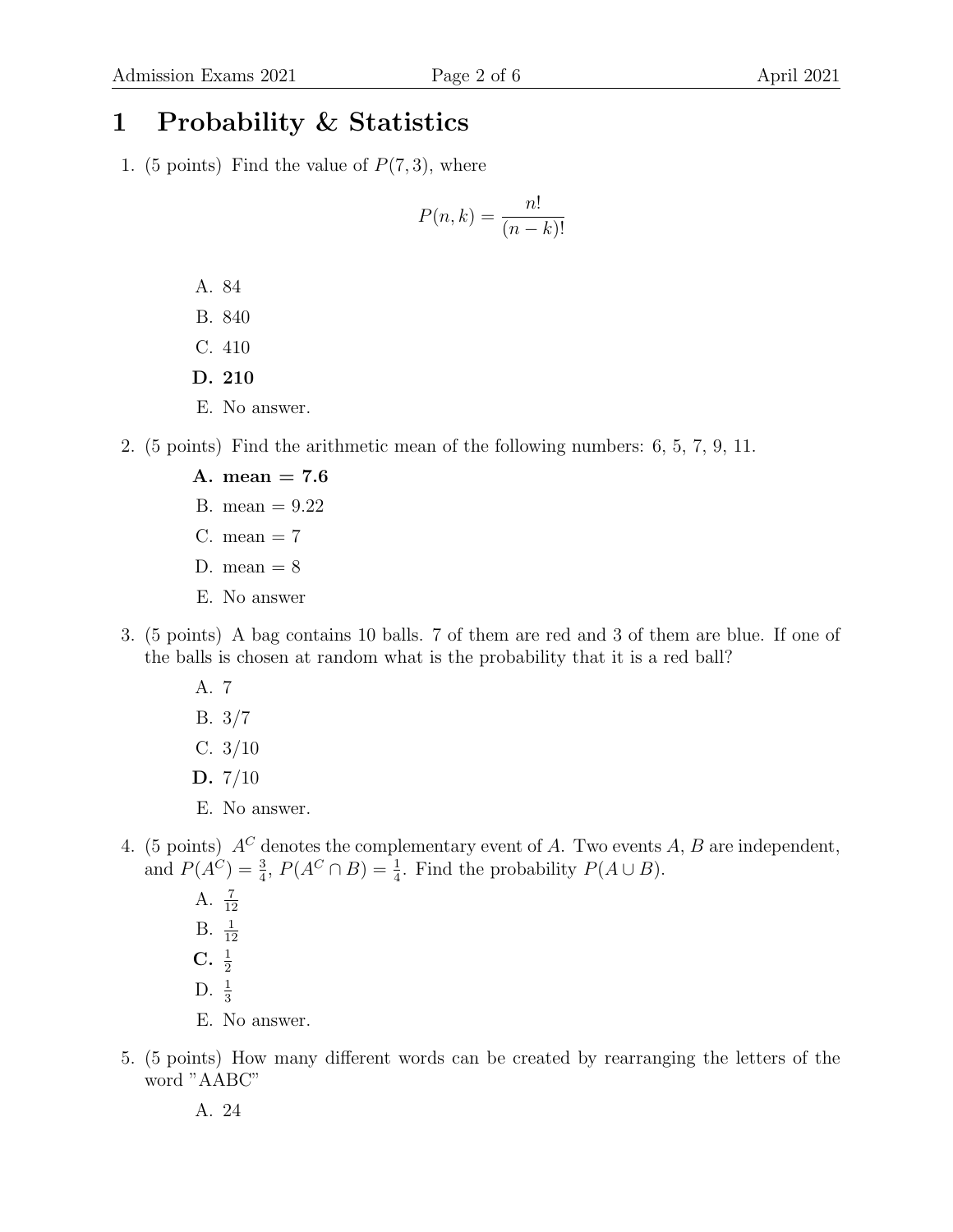# 1 Probability & Statistics

1. (5 points) Find the value of $P(7, 3)$, where

$$P(n,k) = \frac{n!}{(n-k)!}$$

   A. 84

   B. 840

   C. 410

   **D. 210**

   E. No answer.

2. (5 points) Find the arithmetic mean of the following numbers: 6, 5, 7, 9, 11.

   **A. mean = 7.6**

   B. mean = 9.22

   C. mean = 7

   D. mean = 8

   E. No answer

3. (5 points) A bag contains 10 balls. 7 of them are red and 3 of them are blue. If one of the balls is chosen at random what is the probability that it is a red ball?

   A. 7

   B. 3/7

   C. 3/10

   **D.** 7/10

   E. No answer.

4. (5 points) $A^C$ denotes the complementary event of $A$. Two events $A$, $B$ are independent, and $P(A^C) = \frac{3}{4}$, $P(A^C \cap B) = \frac{1}{4}$. Find the probability $P(A \cup B)$.

   A. $\frac{7}{12}$

   B. $\frac{1}{12}$

   **C.** $\frac{1}{2}$

   D. $\frac{1}{3}$

   E. No answer.

5. (5 points) How many different words can be created by rearranging the letters of the word "AABC"

   A. 24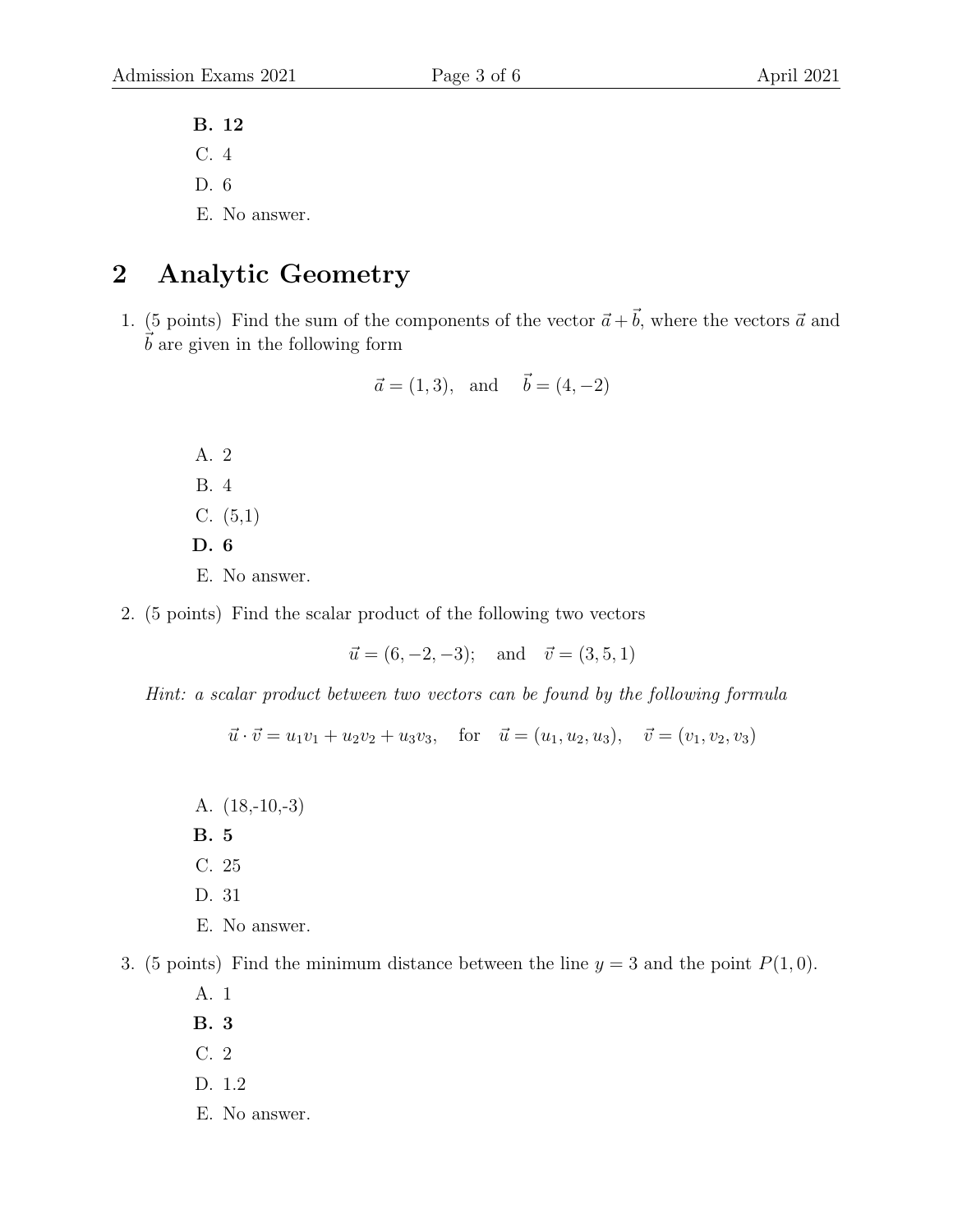**B. 12**

C. 4

D. 6

E. No answer.

## 2 Analytic Geometry

1. (5 points) Find the sum of the components of the vector $\vec{a} + \vec{b}$, where the vectors $\vec{a}$ and $\vec{b}$ are given in the following form

$$\vec{a} = (1, 3), \quad \text{and} \quad \vec{b} = (4, -2)$$

   A. 2

   B. 4

   C. (5,1)

   **D. 6**

   E. No answer.

2. (5 points) Find the scalar product of the following two vectors

$$\vec{u} = (6, -2, -3); \quad \text{and} \quad \vec{v} = (3, 5, 1)$$

   *Hint: a scalar product between two vectors can be found by the following formula*

$$\vec{u} \cdot \vec{v} = u_1 v_1 + u_2 v_2 + u_3 v_3, \quad \text{for} \quad \vec{u} = (u_1, u_2, u_3), \quad \vec{v} = (v_1, v_2, v_3)$$

   A. (18,-10,-3)

   **B. 5**

   C. 25

   D. 31

   E. No answer.

3. (5 points) Find the minimum distance between the line $y = 3$ and the point $P(1, 0)$.

   A. 1

   **B. 3**

   C. 2

   D. 1.2

   E. No answer.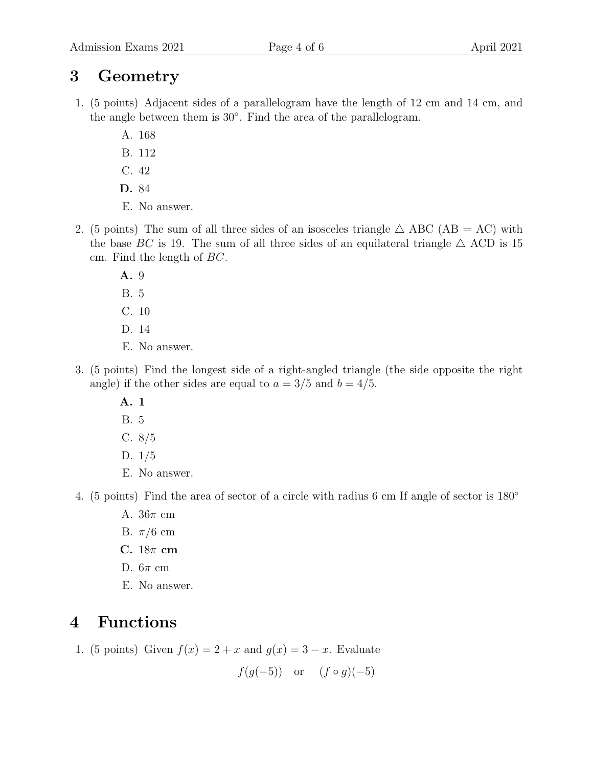## 3 Geometry

1. (5 points) Adjacent sides of a parallelogram have the length of 12 cm and 14 cm, and the angle between them is $30^\circ$. Find the area of the parallelogram.

   A. 168

   B. 112

   C. 42

   **D.** 84

   E. No answer.

2. (5 points) The sum of all three sides of an isosceles triangle $\triangle$ ABC (AB = AC) with the base $BC$ is 19. The sum of all three sides of an equilateral triangle $\triangle$ ACD is 15 cm. Find the length of $BC$.

   **A.** 9

   B. 5

   C. 10

   D. 14

   E. No answer.

3. (5 points) Find the longest side of a right-angled triangle (the side opposite the right angle) if the other sides are equal to $a = 3/5$ and $b = 4/5$.

   **A. 1**

   B. 5

   C. 8/5

   D. 1/5

   E. No answer.

4. (5 points) Find the area of sector of a circle with radius 6 cm If angle of sector is $180^\circ$

   A. $36\pi$ cm

   B. $\pi/6$ cm

   **C.** $18\pi$ **cm**

   D. $6\pi$ cm

   E. No answer.

## 4 Functions

1. (5 points) Given $f(x) = 2 + x$ and $g(x) = 3 - x$. Evaluate

$$f(g(-5)) \quad \text{or} \quad (f \circ g)(-5)$$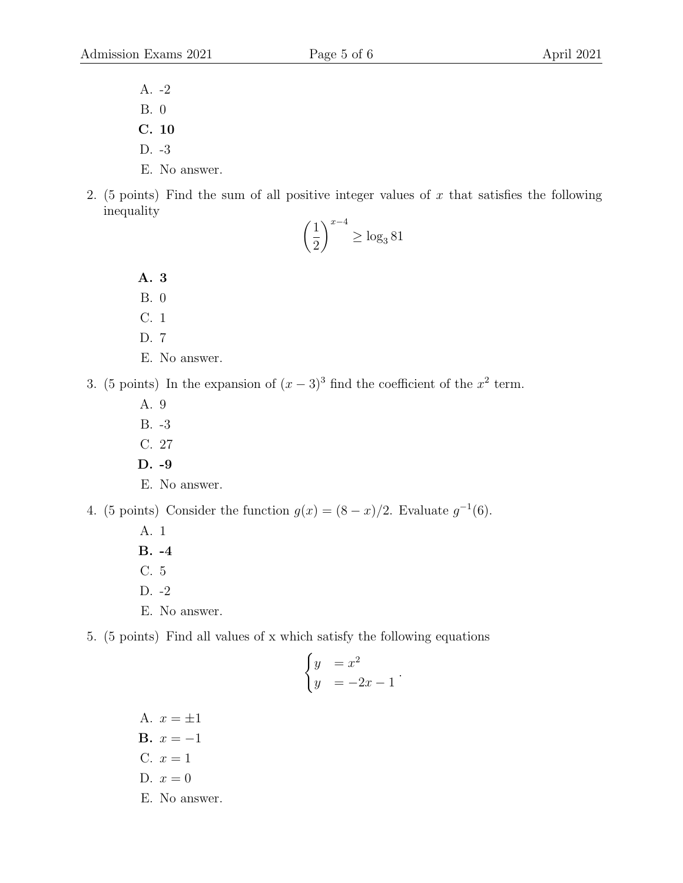A. -2

B. 0

**C. 10**

D. -3

E. No answer.

2. (5 points) Find the sum of all positive integer values of $x$ that satisfies the following inequality

$$\left(\frac{1}{2}\right)^{x-4} \geq \log_3 81$$

**A. 3**

B. 0

C. 1

D. 7

E. No answer.

3. (5 points) In the expansion of $(x-3)^3$ find the coefficient of the $x^2$ term.

A. 9

B. -3

C. 27

**D. -9**

E. No answer.

4. (5 points) Consider the function $g(x) = (8-x)/2$. Evaluate $g^{-1}(6)$.

A. 1

**B. -4**

C. 5

D. -2

E. No answer.

5. (5 points) Find all values of x which satisfy the following equations

$$\begin{cases} y &= x^2 \\ y &= -2x-1 \end{cases}.$$

A. $x = \pm 1$

**B.** $x = -1$

C. $x = 1$

D. $x = 0$

E. No answer.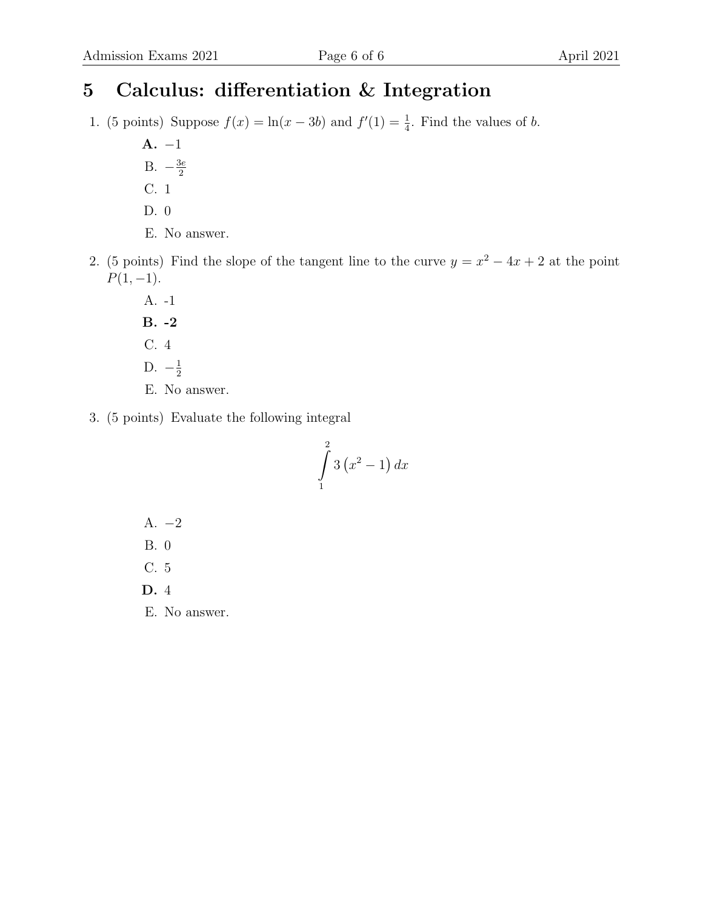# 5 Calculus: differentiation & Integration

1. (5 points) Suppose $f(x) = \ln(x - 3b)$ and $f'(1) = \frac{1}{4}$. Find the values of $b$.

   **A.** $-1$

   B. $-\frac{3e}{2}$

   C. 1

   D. 0

   E. No answer.

2. (5 points) Find the slope of the tangent line to the curve $y = x^2 - 4x + 2$ at the point $P(1, -1)$.

   A. -1

   **B. -2**

   C. 4

   D. $-\frac{1}{2}$

   E. No answer.

3. (5 points) Evaluate the following integral

$$\int_{1}^{2} 3\left(x^2 - 1\right) dx$$

   A. $-2$

   B. 0

   C. 5

   **D.** 4

   E. No answer.